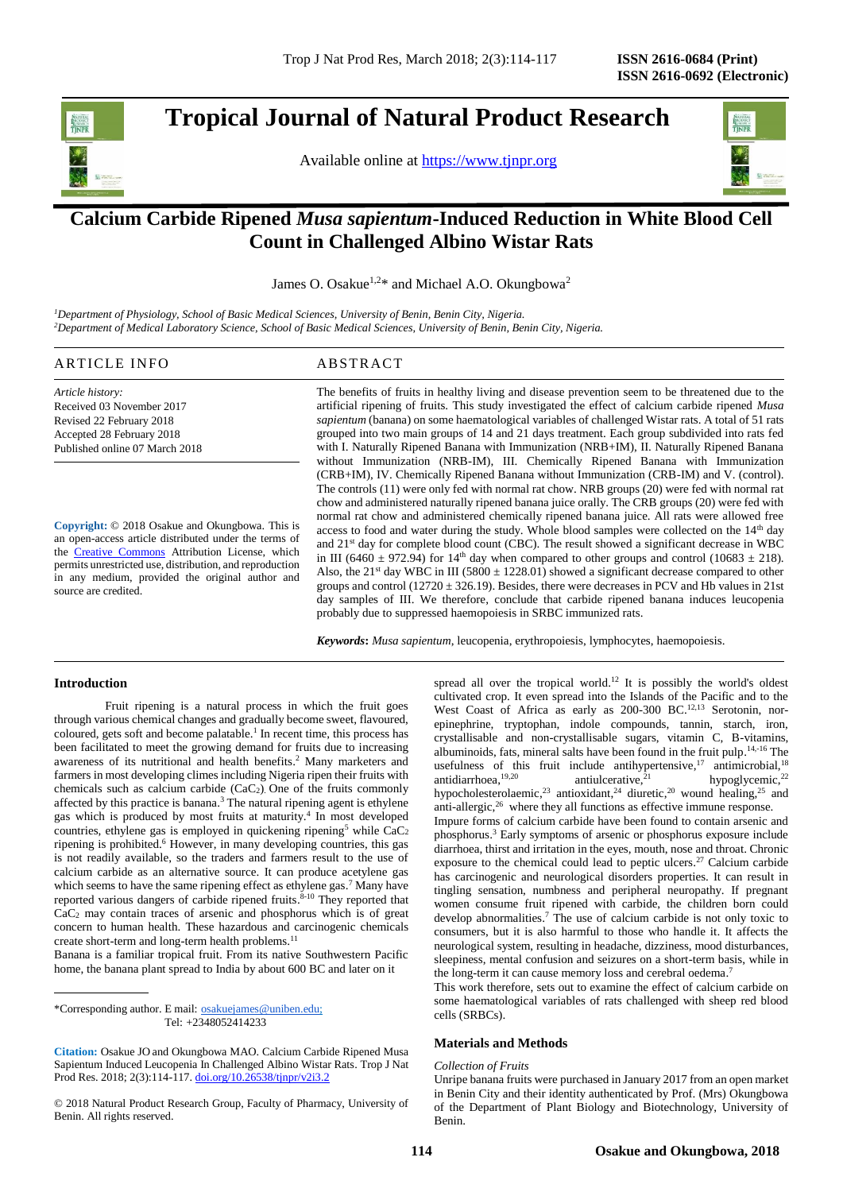# Tropical Journal of Natural Product Research

Available online at https://www.tjnpr.org

## Calcium Carbide Ripened *Musa sapientum*-Induced Reduction in White Blood Cell Count in Challenged Albino Wistar Rats

James O. Osakue[1,2]* and Michael A.O. Okungbowa[2]

[1]*Department of Physiology, School of Basic Medical Sciences, University of Benin, Benin City, Nigeria.*
[2]*Department of Medical Laboratory Science, School of Basic Medical Sciences, University of Benin, Benin City, Nigeria.*

### ARTICLE INFO

*Article history:*
Received 03 November 2017
Revised 22 February 2018
Accepted 28 February 2018
Published online 07 March 2018

**Copyright:** © 2018 Osakue and Okungbowa. This is an open-access article distributed under the terms of the Creative Commons Attribution License, which permits unrestricted use, distribution, and reproduction in any medium, provided the original author and source are credited.

### ABSTRACT

The benefits of fruits in healthy living and disease prevention seem to be threatened due to the artificial ripening of fruits. This study investigated the effect of calcium carbide ripened *Musa sapientum* (banana) on some haematological variables of challenged Wistar rats. A total of 51 rats grouped into two main groups of 14 and 21 days treatment. Each group subdivided into rats fed with I. Naturally Ripened Banana with Immunization (NRB+IM), II. Naturally Ripened Banana without Immunization (NRB-IM), III. Chemically Ripened Banana with Immunization (CRB+IM), IV. Chemically Ripened Banana without Immunization (CRB-IM) and V. (control). The controls (11) were only fed with normal rat chow. NRB groups (20) were fed with normal rat chow and administered naturally ripened banana juice orally. The CRB groups (20) were fed with normal rat chow and administered chemically ripened banana juice. All rats were allowed free access to food and water during the study. Whole blood samples were collected on the 14th day and 21st day for complete blood count (CBC). The result showed a significant decrease in WBC in III (6460 ± 972.94) for 14th day when compared to other groups and control (10683 ± 218). Also, the 21st day WBC in III (5800 ± 1228.01) showed a significant decrease compared to other groups and control (12720 ± 326.19). Besides, there were decreases in PCV and Hb values in 21st day samples of III. We therefore, conclude that carbide ripened banana induces leucopenia probably due to suppressed haemopoiesis in SRBC immunized rats.

***Keywords*:** *Musa sapientum*, leucopenia, erythropoiesis, lymphocytes, haemopoiesis.

## Introduction

Fruit ripening is a natural process in which the fruit goes through various chemical changes and gradually become sweet, flavoured, coloured, gets soft and become palatable.[1] In recent time, this process has been facilitated to meet the growing demand for fruits due to increasing awareness of its nutritional and health benefits.[2] Many marketers and farmers in most developing climes including Nigeria ripen their fruits with chemicals such as calcium carbide ($CaC_2$). One of the fruits commonly affected by this practice is banana.[3] The natural ripening agent is ethylene gas which is produced by most fruits at maturity.[4] In most developed countries, ethylene gas is employed in quickening ripening[5] while $CaC_2$ ripening is prohibited.[6] However, in many developing countries, this gas is not readily available, so the traders and farmers result to the use of calcium carbide as an alternative source. It can produce acetylene gas which seems to have the same ripening effect as ethylene gas.[7] Many have reported various dangers of carbide ripened fruits.[8-10] They reported that $CaC_2$ may contain traces of arsenic and phosphorus which is of great concern to human health. These hazardous and carcinogenic chemicals create short-term and long-term health problems.[11]

Banana is a familiar tropical fruit. From its native Southwestern Pacific home, the banana plant spread to India by about 600 BC and later on it spread all over the tropical world.[12] It even spread into the Islands of the Pacific and to the West Coast of Africa as early as 200-300 BC.[12,13] Serotonin, nor-epinephrine, tryptophan, indole compounds, tannin, starch, iron, crystallisable and non-crystallisable sugars, vitamin C, B-vitamins, albuminoids, fats, mineral salts have been found in the fruit pulp.[14-16] The usefulness of this fruit include antihypertensive,[17] antimicrobial,[18] antidiarrhoea,[19,20] antiulcerative,[21] hypoglycemic,[22] hypocholesterolaemic,[23] antioxidant,[24] diuretic,[20] wound healing,[25] and anti-allergic,[26] where they all functions as effective immune response.

Impure forms of calcium carbide have been found to contain arsenic and phosphorus.[3] Early symptoms of arsenic or phosphorus exposure include diarrhoea, thirst and irritation in the eyes, mouth, nose and throat. Chronic exposure to the chemical could lead to peptic ulcers.[27] Calcium carbide has carcinogenic and neurological disorders properties. It can result in tingling sensation, numbness and peripheral neuropathy. If pregnant women consume fruit ripened with carbide, the children born could develop abnormalities.[7] The use of calcium carbide is not only toxic to consumers, but it is also harmful to those who handle it. It affects the neurological system, resulting in headache, dizziness, mood disturbances, sleepiness, mental confusion and seizures on a short-term basis, while in the long-term it can cause memory loss and cerebral oedema.[7]

This work therefore, sets out to examine the effect of calcium carbide on some haematological variables of rats challenged with sheep red blood cells (SRBCs).

## Materials and Methods

*Collection of Fruits*

Unripe banana fruits were purchased in January 2017 from an open market in Benin City and their identity authenticated by Prof. (Mrs) Okungbowa of the Department of Plant Biology and Biotechnology, University of Benin.

---

*Corresponding author. E mail: osakuejames@uniben.edu;
Tel: +2348052414233

**Citation:** Osakue JO and Okungbowa MAO. Calcium Carbide Ripened Musa Sapientum Induced Leucopenia In Challenged Albino Wistar Rats. Trop J Nat Prod Res. 2018; 2(3):114-117. doi.org/10.26538/tjnpr/v2i3.2

© 2018 Natural Product Research Group, Faculty of Pharmacy, University of Benin. All rights reserved.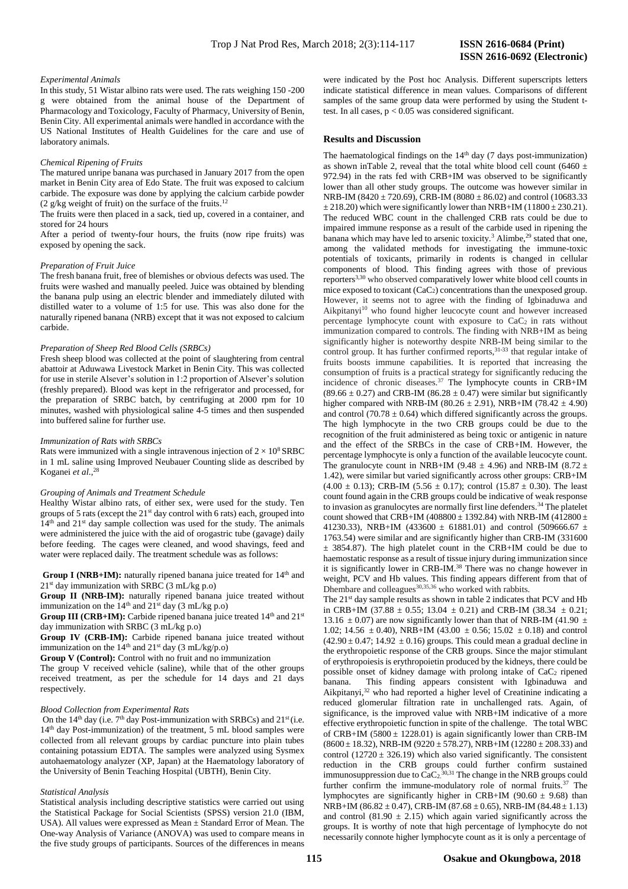*Experimental Animals*

In this study, 51 Wistar albino rats were used. The rats weighing 150 -200 g were obtained from the animal house of the Department of Pharmacology and Toxicology, Faculty of Pharmacy, University of Benin, Benin City. All experimental animals were handled in accordance with the US National Institutes of Health Guidelines for the care and use of laboratory animals.

*Chemical Ripening of Fruits*

The matured unripe banana was purchased in January 2017 from the open market in Benin City area of Edo State. The fruit was exposed to calcium carbide. The exposure was done by applying the calcium carbide powder (2 g/kg weight of fruit) on the surface of the fruits.[12]

The fruits were then placed in a sack, tied up, covered in a container, and stored for 24 hours

After a period of twenty-four hours, the fruits (now ripe fruits) was exposed by opening the sack.

*Preparation of Fruit Juice*

The fresh banana fruit, free of blemishes or obvious defects was used. The fruits were washed and manually peeled. Juice was obtained by blending the banana pulp using an electric blender and immediately diluted with distilled water to a volume of 1:5 for use. This was also done for the naturally ripened banana (NRB) except that it was not exposed to calcium carbide.

*Preparation of Sheep Red Blood Cells (SRBCs)*

Fresh sheep blood was collected at the point of slaughtering from central abattoir at Aduwawa Livestock Market in Benin City. This was collected for use in sterile Alsever's solution in 1:2 proportion of Alsever's solution (freshly prepared). Blood was kept in the refrigerator and processed, for the preparation of SRBC batch, by centrifuging at 2000 rpm for 10 minutes, washed with physiological saline 4-5 times and then suspended into buffered saline for further use.

*Immunization of Rats with SRBCs*

Rats were immunized with a single intravenous injection of $2 \times 10^8$ SRBC in 1 mL saline using Improved Neubauer Counting slide as described by Koganei *et al*.,[28]

*Grouping of Animals and Treatment Schedule*

Healthy Wistar albino rats, of either sex, were used for the study. Ten groups of 5 rats (except the 21st day control with 6 rats) each, grouped into 14th and 21st day sample collection was used for the study. The animals were administered the juice with the aid of orogastric tube (gavage) daily before feeding. The cages were cleaned, and wood shavings, feed and water were replaced daily. The treatment schedule was as follows:

**Group I (NRB+IM):** naturally ripened banana juice treated for 14th and 21st day immunization with SRBC (3 mL/kg p.o)

**Group II (NRB-IM):** naturally ripened banana juice treated without immunization on the 14th and 21st day (3 mL/kg p.o)

**Group III (CRB+IM):** Carbide ripened banana juice treated 14th and 21st day immunization with SRBC (3 mL/kg p.o)

**Group IV (CRB-IM):** Carbide ripened banana juice treated without immunization on the 14th and 21st day (3 mL/kg/p.o)

**Group V (Control):** Control with no fruit and no immunization

The group V received vehicle (saline), while that of the other groups received treatment, as per the schedule for 14 days and 21 days respectively.

*Blood Collection from Experimental Rats*

On the 14th day (i.e. 7th day Post-immunization with SRBCs) and 21st (i.e. 14th day Post-immunization) of the treatment, 5 mL blood samples were collected from all relevant groups by cardiac puncture into plain tubes containing potassium EDTA. The samples were analyzed using Sysmex autohaematology analyzer (XP, Japan) at the Haematology laboratory of the University of Benin Teaching Hospital (UBTH), Benin City.

*Statistical Analysis*

Statistical analysis including descriptive statistics were carried out using the Statistical Package for Social Scientists (SPSS) version 21.0 (IBM, USA). All values were expressed as Mean ± Standard Error of Mean. The One-way Analysis of Variance (ANOVA) was used to compare means in the five study groups of participants. Sources of the differences in means were indicated by the Post hoc Analysis. Different superscripts letters indicate statistical difference in mean values. Comparisons of different samples of the same group data were performed by using the Student t-test. In all cases, $p < 0.05$ was considered significant.

## Results and Discussion

The haematological findings on the 14th day (7 days post-immunization) as shown inTable 2, reveal that the total white blood cell count (6460 ± 972.94) in the rats fed with CRB+IM was observed to be significantly lower than all other study groups. The outcome was however similar in NRB-IM (8420 ± 720.69), CRB-IM (8080 ± 86.02) and control (10683.33 ± 218.20) which were significantly lower than NRB+IM (11800 ± 230.21). The reduced WBC count in the challenged CRB rats could be due to impaired immune response as a result of the carbide used in ripening the banana which may have led to arsenic toxicity.[3] Alimbe,[29] stated that one, among the validated methods for investigating the immune-toxic potentials of toxicants, primarily in rodents is changed in cellular components of blood. This finding agrees with those of previous reporters[3,30] who observed comparatively lower white blood cell counts in mice exposed to toxicant ($CaC_2$) concentrations than the unexposed group. However, it seems not to agree with the finding of Igbinaduwa and Aikpitanyi[10] who found higher leucocyte count and however increased percentage lymphocyte count with exposure to $CaC_2$ in rats without immunization compared to controls. The finding with NRB+IM as being significantly higher is noteworthy despite NRB-IM being similar to the control group. It has further confirmed reports,[31-33] that regular intake of fruits boosts immune capabilities. It is reported that increasing the consumption of fruits is a practical strategy for significantly reducing the incidence of chronic diseases.[37] The lymphocyte counts in CRB+IM (89.66 ± 0.27) and CRB-IM (86.28 ± 0.47) were similar but significantly higher compared with NRB-IM (80.26 ± 2.91), NRB+IM (78.42 ± 4.90) and control (70.78 ± 0.64) which differed significantly across the groups. The high lymphocyte in the two CRB groups could be due to the recognition of the fruit administered as being toxic or antigenic in nature and the effect of the SRBCs in the case of CRB+IM. However, the percentage lymphocyte is only a function of the available leucocyte count. The granulocyte count in NRB+IM (9.48 ± 4.96) and NRB-IM (8.72 ± 1.42), were similar but varied significantly across other groups: CRB+IM (4.00 ± 0.13); CRB-IM (5.56 ± 0.17); control (15.87 ± 0.30). The least count found again in the CRB groups could be indicative of weak response to invasion as granulocytes are normally first line defenders.[34] The platelet count showed that CRB+IM (408800 ± 1392.84) with NRB-IM (412800 ± 41230.33), NRB+IM (433600 ± 61881.01) and control (509666.67 ± 1763.54) were similar and are significantly higher than CRB-IM (331600 ± 3854.87). The high platelet count in the CRB+IM could be due to haemostatic response as a result of tissue injury during immunization since it is significantly lower in CRB-IM.[38] There was no change however in weight, PCV and Hb values. This finding appears different from that of Dhembare and colleagues[30,35,36] who worked with rabbits.

The 21st day sample results as shown in table 2 indicates that PCV and Hb in CRB+IM (37.88 ± 0.55; 13.04 ± 0.21) and CRB-IM (38.34 ± 0.21; 13.16 ± 0.07) are now significantly lower than that of NRB-IM (41.90 ± 1.02; 14.56 ± 0.40), NRB+IM (43.00 ± 0.56; 15.02 ± 0.18) and control (42.90 ± 0.47; 14.92 ± 0.16) groups. This could mean a gradual decline in the erythropoietic response of the CRB groups. Since the major stimulant of erythropoiesis is erythropoietin produced by the kidneys, there could be possible onset of kidney damage with prolong intake of $CaC_2$ ripened banana. This finding appears consistent with Igbinaduwa and Aikpitanyi,[32] who had reported a higher level of Creatinine indicating a reduced glomerular filtration rate in unchallenged rats. Again, of significance, is the improved value with NRB+IM indicative of a more effective erythropoietic function in spite of the challenge. The total WBC of CRB+IM (5800 ± 1228.01) is again significantly lower than CRB-IM (8600 ± 18.32), NRB-IM (9220 ± 578.27), NRB+IM (12280 ± 208.33) and control (12720 ± 326.19) which also varied significantly. The consistent reduction in the CRB groups could further confirm sustained immunosuppression due to $CaC_2$.[30,31] The change in the NRB groups could further confirm the immune-modulatory role of normal fruits.[37] The lymphocytes are significantly higher in CRB+IM (90.60 ± 9.68) than NRB+IM (86.82 ± 0.47), CRB-IM (87.68 ± 0.65), NRB-IM (84.48 ± 1.13) and control (81.90 ± 2.15) which again varied significantly across the groups. It is worthy of note that high percentage of lymphocyte do not necessarily connote higher lymphocyte count as it is only a percentage of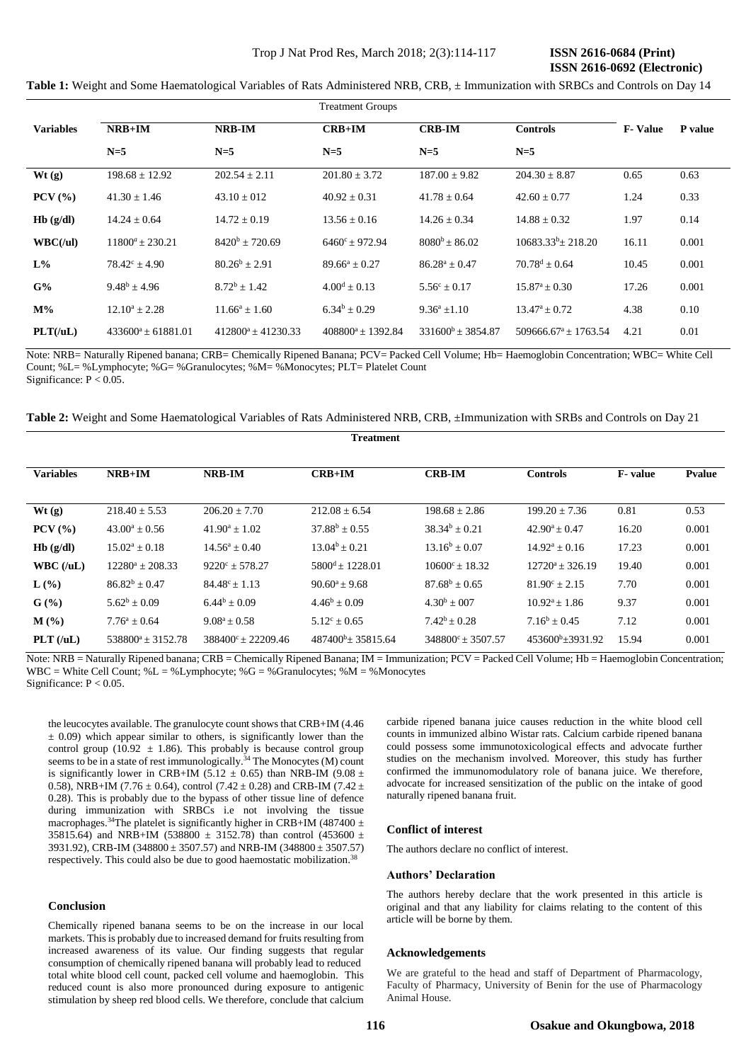**Table 1:** Weight and Some Haematological Variables of Rats Administered NRB, CRB, ± Immunization with SRBCs and Controls on Day 14

| | Treatment Groups | | | | | | |
|---|---|---|---|---|---|---|---|
| **Variables** | **NRB+IM** | **NRB-IM** | **CRB+IM** | **CRB-IM** | **Controls** | **F- Value** | **P value** |
| | **N=5** | **N=5** | **N=5** | **N=5** | **N=5** | | |
| **Wt (g)** | 198.68 ± 12.92 | 202.54 ± 2.11 | 201.80 ± 3.72 | 187.00 ± 9.82 | 204.30 ± 8.87 | 0.65 | 0.63 |
| **PCV (%)** | 41.30 ± 1.46 | 43.10 ± 012 | 40.92 ± 0.31 | 41.78 ± 0.64 | 42.60 ± 0.77 | 1.24 | 0.33 |
| **Hb (g/dl)** | 14.24 ± 0.64 | 14.72 ± 0.19 | 13.56 ± 0.16 | 14.26 ± 0.34 | 14.88 ± 0.32 | 1.97 | 0.14 |
| **WBC(/ul)** | $11800^a$ ± 230.21 | $8420^b$ ± 720.69 | $6460^c$ ± 972.94 | $8080^b$ ± 86.02 | $10683.33^b$± 218.20 | 16.11 | 0.001 |
| **L%** | $78.42^c$ ± 4.90 | $80.26^b$ ± 2.91 | $89.66^a$ ± 0.27 | $86.28^a$ ± 0.47 | $70.78^d$ ± 0.64 | 10.45 | 0.001 |
| **G%** | $9.48^b$ ± 4.96 | $8.72^b$ ± 1.42 | $4.00^d$ ± 0.13 | $5.56^c$ ± 0.17 | $15.87^a$ ± 0.30 | 17.26 | 0.001 |
| **M%** | $12.10^a$ ± 2.28 | $11.66^a$ ± 1.60 | $6.34^b$ ± 0.29 | $9.36^a$ ±1.10 | $13.47^a$ ± 0.72 | 4.38 | 0.10 |
| **PLT(/uL)** | $433600^a$ ± 61881.01 | $412800^a$ ± 41230.33 | $408800^a$ ± 1392.84 | $331600^b$ ± 3854.87 | $509666.67^a$ ± 1763.54 | 4.21 | 0.01 |

Note: NRB= Naturally Ripened banana; CRB= Chemically Ripened Banana; PCV= Packed Cell Volume; Hb= Haemoglobin Concentration; WBC= White Cell Count; %L= %Lymphocyte; %G= %Granulocytes; %M= %Monocytes; PLT= Platelet Count
Significance: $P < 0.05$.

**Table 2:** Weight and Some Haematological Variables of Rats Administered NRB, CRB, ±Immunization with SRBs and Controls on Day 21

| | **Treatment** | | | | | | |
|---|---|---|---|---|---|---|---|
| **Variables** | **NRB+IM** | **NRB-IM** | **CRB+IM** | **CRB-IM** | **Controls** | **F- value** | **Pvalue** |
| **Wt (g)** | 218.40 ± 5.53 | 206.20 ± 7.70 | 212.08 ± 6.54 | 198.68 ± 2.86 | 199.20 ± 7.36 | 0.81 | 0.53 |
| **PCV (%)** | $43.00^a$ ± 0.56 | $41.90^a$ ± 1.02 | $37.88^b$ ± 0.55 | $38.34^b$ ± 0.21 | $42.90^a$ ± 0.47 | 16.20 | 0.001 |
| **Hb (g/dl)** | $15.02^a$ ± 0.18 | $14.56^a$ ± 0.40 | $13.04^b$ ± 0.21 | $13.16^b$ ± 0.07 | $14.92^a$ ± 0.16 | 17.23 | 0.001 |
| **WBC (/uL)** | $12280^a$ ± 208.33 | $9220^c$ ± 578.27 | $5800^d$ ± 1228.01 | $10600^c$ ± 18.32 | $12720^a$ ± 326.19 | 19.40 | 0.001 |
| **L (%)** | $86.82^b$ ± 0.47 | $84.48^c$ ± 1.13 | $90.60^a$ ± 9.68 | $87.68^b$ ± 0.65 | $81.90^c$ ± 2.15 | 7.70 | 0.001 |
| **G (%)** | $5.62^b$ ± 0.09 | $6.44^b$ ± 0.09 | $4.46^b$ ± 0.09 | $4.30^b$ ± 007 | $10.92^a$ ± 1.86 | 9.37 | 0.001 |
| **M (%)** | $7.76^a$ ± 0.64 | $9.08^a$ ± 0.58 | $5.12^c$ ± 0.65 | $7.42^b$ ± 0.28 | $7.16^b$ ± 0.45 | 7.12 | 0.001 |
| **PLT (/uL)** | $538800^a$ ± 3152.78 | $388400^c$ ± 22209.46 | $487400^b$± 35815.64 | $348800^c$ ± 3507.57 | $453600^b$±3931.92 | 15.94 | 0.001 |

Note: NRB = Naturally Ripened banana; CRB = Chemically Ripened Banana; IM = Immunization; PCV = Packed Cell Volume; Hb = Haemoglobin Concentration; WBC = White Cell Count; %L = %Lymphocyte; %G = %Granulocytes; %M = %Monocytes
Significance: $P < 0.05$.

the leucocytes available. The granulocyte count shows that CRB+IM (4.46 ± 0.09) which appear similar to others, is significantly lower than the control group (10.92 ± 1.86). This probably is because control group seems to be in a state of rest immunologically.[34] The Monocytes (M) count is significantly lower in CRB+IM (5.12 ± 0.65) than NRB-IM (9.08 ± 0.58), NRB+IM (7.76 ± 0.64), control (7.42 ± 0.28) and CRB-IM (7.42 ± 0.28). This is probably due to the bypass of other tissue line of defence during immunization with SRBCs i.e not involving the tissue macrophages.[34]The platelet is significantly higher in CRB+IM (487400 ± 35815.64) and NRB+IM (538800 ± 3152.78) than control (453600 ± 3931.92), CRB-IM (348800 ± 3507.57) and NRB-IM (348800 ± 3507.57) respectively. This could also be due to good haemostatic mobilization.[38]

## Conclusion

Chemically ripened banana seems to be on the increase in our local markets. This is probably due to increased demand for fruits resulting from increased awareness of its value. Our finding suggests that regular consumption of chemically ripened banana will probably lead to reduced total white blood cell count, packed cell volume and haemoglobin. This reduced count is also more pronounced during exposure to antigenic stimulation by sheep red blood cells. We therefore, conclude that calcium carbide ripened banana juice causes reduction in the white blood cell counts in immunized albino Wistar rats. Calcium carbide ripened banana could possess some immunotoxicological effects and advocate further studies on the mechanism involved. Moreover, this study has further confirmed the immunomodulatory role of banana juice. We therefore, advocate for increased sensitization of the public on the intake of good naturally ripened banana fruit.

## Conflict of interest

The authors declare no conflict of interest.

## Authors' Declaration

The authors hereby declare that the work presented in this article is original and that any liability for claims relating to the content of this article will be borne by them.

## Acknowledgements

We are grateful to the head and staff of Department of Pharmacology, Faculty of Pharmacy, University of Benin for the use of Pharmacology Animal House.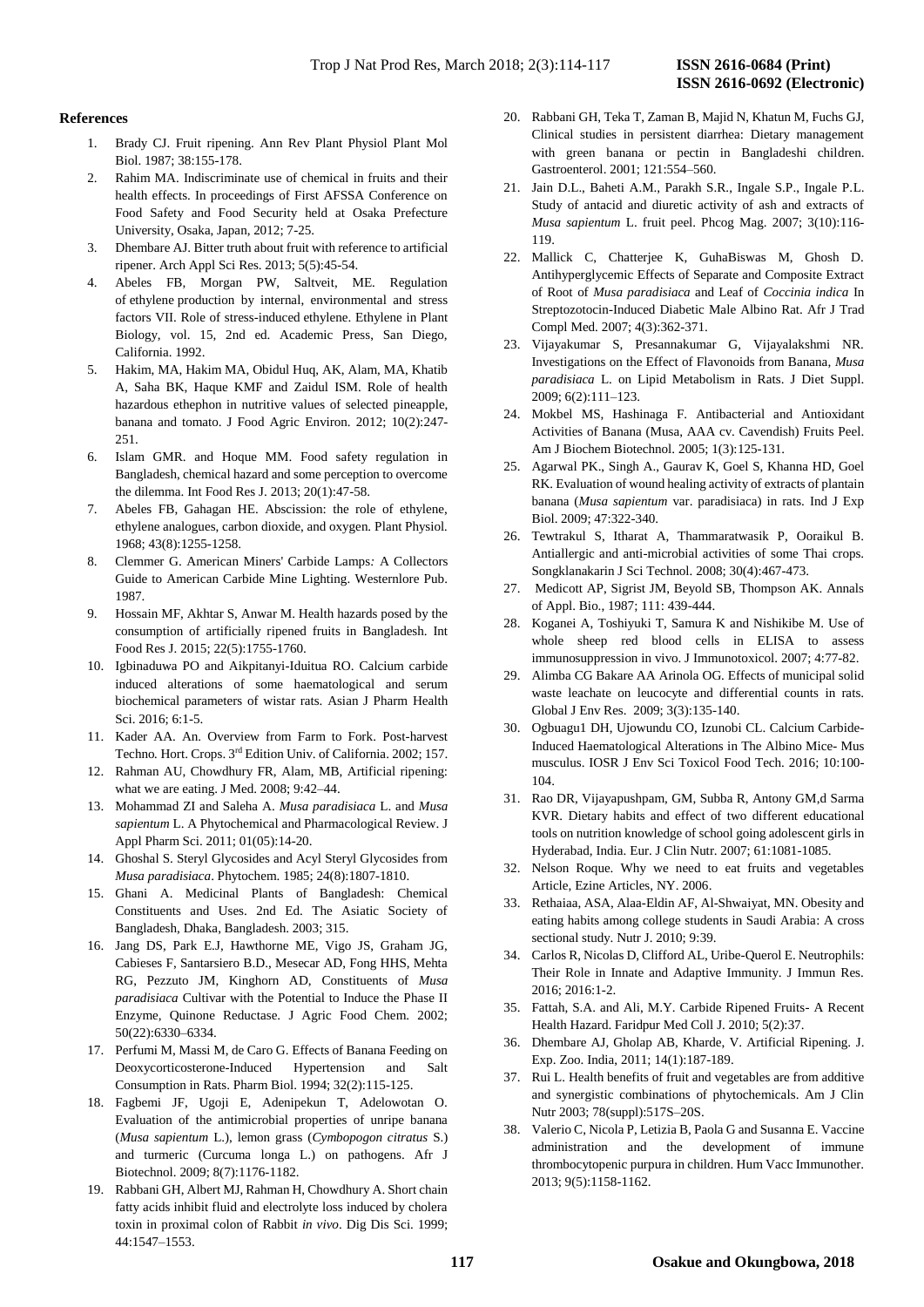## References

1. Brady CJ. Fruit ripening. Ann Rev Plant Physiol Plant Mol Biol. 1987; 38:155-178.
2. Rahim MA. Indiscriminate use of chemical in fruits and their health effects. In proceedings of First AFSSA Conference on Food Safety and Food Security held at Osaka Prefecture University, Osaka, Japan, 2012; 7-25.
3. Dhembare AJ. Bitter truth about fruit with reference to artificial ripener. Arch Appl Sci Res. 2013; 5(5):45-54.
4. Abeles FB, Morgan PW, Saltveit, ME. Regulation of ethylene production by internal, environmental and stress factors VII. Role of stress-induced ethylene. Ethylene in Plant Biology, vol. 15, 2nd ed. Academic Press, San Diego, California. 1992.
5. Hakim, MA, Hakim MA, Obidul Huq, AK, Alam, MA, Khatib A, Saha BK, Haque KMF and Zaidul ISM. Role of health hazardous ethephon in nutritive values of selected pineapple, banana and tomato. J Food Agric Environ. 2012; 10(2):247-251.
6. Islam GMR. and Hoque MM. Food safety regulation in Bangladesh, chemical hazard and some perception to overcome the dilemma. Int Food Res J. 2013; 20(1):47-58.
7. Abeles FB, Gahagan HE. Abscission: the role of ethylene, ethylene analogues, carbon dioxide, and oxygen. Plant Physiol. 1968; 43(8):1255-1258.
8. Clemmer G. American Miners' Carbide Lamps: A Collectors Guide to American Carbide Mine Lighting. Westernlore Pub. 1987.
9. Hossain MF, Akhtar S, Anwar M. Health hazards posed by the consumption of artificially ripened fruits in Bangladesh. Int Food Res J. 2015; 22(5):1755-1760.
10. Igbinaduwa PO and Aikpitanyi-Iduitua RO. Calcium carbide induced alterations of some haematological and serum biochemical parameters of wistar rats. Asian J Pharm Health Sci. 2016; 6:1-5.
11. Kader AA. An. Overview from Farm to Fork. Post-harvest Techno. Hort. Crops. 3rd Edition Univ. of California. 2002; 157.
12. Rahman AU, Chowdhury FR, Alam, MB, Artificial ripening: what we are eating. J Med. 2008; 9:42–44.
13. Mohammad ZI and Saleha A. *Musa paradisiaca* L. and *Musa sapientum* L. A Phytochemical and Pharmacological Review. J Appl Pharm Sci. 2011; 01(05):14-20.
14. Ghoshal S. Steryl Glycosides and Acyl Steryl Glycosides from *Musa paradisiaca*. Phytochem. 1985; 24(8):1807-1810.
15. Ghani A. Medicinal Plants of Bangladesh: Chemical Constituents and Uses. 2nd Ed. The Asiatic Society of Bangladesh, Dhaka, Bangladesh. 2003; 315.
16. Jang DS, Park E.J, Hawthorne ME, Vigo JS, Graham JG, Cabieses F, Santarsiero B.D., Mesecar AD, Fong HHS, Mehta RG, Pezzuto JM, Kinghorn AD, Constituents of *Musa paradisiaca* Cultivar with the Potential to Induce the Phase II Enzyme, Quinone Reductase. J Agric Food Chem. 2002; 50(22):6330–6334.
17. Perfumi M, Massi M, de Caro G. Effects of Banana Feeding on Deoxycorticosterone-Induced Hypertension and Salt Consumption in Rats. Pharm Biol. 1994; 32(2):115-125.
18. Fagbemi JF, Ugoji E, Adenipekun T, Adelowotan O. Evaluation of the antimicrobial properties of unripe banana (*Musa sapientum* L.), lemon grass (*Cymbopogon citratus* S.) and turmeric (Curcuma longa L.) on pathogens. Afr J Biotechnol. 2009; 8(7):1176-1182.
19. Rabbani GH, Albert MJ, Rahman H, Chowdhury A. Short chain fatty acids inhibit fluid and electrolyte loss induced by cholera toxin in proximal colon of Rabbit *in vivo*. Dig Dis Sci. 1999; 44:1547–1553.
20. Rabbani GH, Teka T, Zaman B, Majid N, Khatun M, Fuchs GJ, Clinical studies in persistent diarrhea: Dietary management with green banana or pectin in Bangladeshi children. Gastroenterol. 2001; 121:554–560.
21. Jain D.L., Baheti A.M., Parakh S.R., Ingale S.P., Ingale P.L. Study of antacid and diuretic activity of ash and extracts of *Musa sapientum* L. fruit peel. Phcog Mag. 2007; 3(10):116-119.
22. Mallick C, Chatterjee K, GuhaBiswas M, Ghosh D. Antihyperglycemic Effects of Separate and Composite Extract of Root of *Musa paradisiaca* and Leaf of *Coccinia indica* In Streptozotocin-Induced Diabetic Male Albino Rat. Afr J Trad Compl Med. 2007; 4(3):362-371.
23. Vijayakumar S, Presannakumar G, Vijayalakshmi NR. Investigations on the Effect of Flavonoids from Banana, *Musa paradisiaca* L. on Lipid Metabolism in Rats. J Diet Suppl. 2009; 6(2):111–123.
24. Mokbel MS, Hashinaga F. Antibacterial and Antioxidant Activities of Banana (Musa, AAA cv. Cavendish) Fruits Peel. Am J Biochem Biotechnol. 2005; 1(3):125-131.
25. Agarwal PK., Singh A., Gaurav K, Goel S, Khanna HD, Goel RK. Evaluation of wound healing activity of extracts of plantain banana (*Musa sapientum* var. paradisiaca) in rats. Ind J Exp Biol. 2009; 47:322-340.
26. Tewtrakul S, Itharat A, Thammaratwasik P, Ooraikul B. Antiallergic and anti-microbial activities of some Thai crops. Songklanakarin J Sci Technol. 2008; 30(4):467-473.
27. Medicott AP, Sigrist JM, Beyold SB, Thompson AK. Annals of Appl. Bio., 1987; 111: 439-444.
28. Koganei A, Toshiyuki T, Samura K and Nishikibe M. Use of whole sheep red blood cells in ELISA to assess immunosuppression in vivo. J Immunotoxicol. 2007; 4:77-82.
29. Alimba CG Bakare AA Arinola OG. Effects of municipal solid waste leachate on leucocyte and differential counts in rats. Global J Env Res. 2009; 3(3):135-140.
30. Ogbuagu1 DH, Ujowundu CO, Izunobi CL. Calcium Carbide-Induced Haematological Alterations in The Albino Mice- Mus musculus. IOSR J Env Sci Toxicol Food Tech. 2016; 10:100-104.
31. Rao DR, Vijayapushpam, GM, Subba R, Antony GM,d Sarma KVR. Dietary habits and effect of two different educational tools on nutrition knowledge of school going adolescent girls in Hyderabad, India. Eur. J Clin Nutr. 2007; 61:1081-1085.
32. Nelson Roque. Why we need to eat fruits and vegetables Article, Ezine Articles, NY. 2006.
33. Rethaiaa, ASA, Alaa-Eldin AF, Al-Shwaiyat, MN. Obesity and eating habits among college students in Saudi Arabia: A cross sectional study. Nutr J. 2010; 9:39.
34. Carlos R, Nicolas D, Clifford AL, Uribe-Querol E. Neutrophils: Their Role in Innate and Adaptive Immunity. J Immun Res. 2016; 2016:1-2.
35. Fattah, S.A. and Ali, M.Y. Carbide Ripened Fruits- A Recent Health Hazard. Faridpur Med Coll J. 2010; 5(2):37.
36. Dhembare AJ, Gholap AB, Kharde, V. Artificial Ripening. J. Exp. Zoo. India, 2011; 14(1):187-189.
37. Rui L. Health benefits of fruit and vegetables are from additive and synergistic combinations of phytochemicals. Am J Clin Nutr 2003; 78(suppl):517S–20S.
38. Valerio C, Nicola P, Letizia B, Paola G and Susanna E. Vaccine administration and the development of immune thrombocytopenic purpura in children. Hum Vacc Immunother. 2013; 9(5):1158-1162.